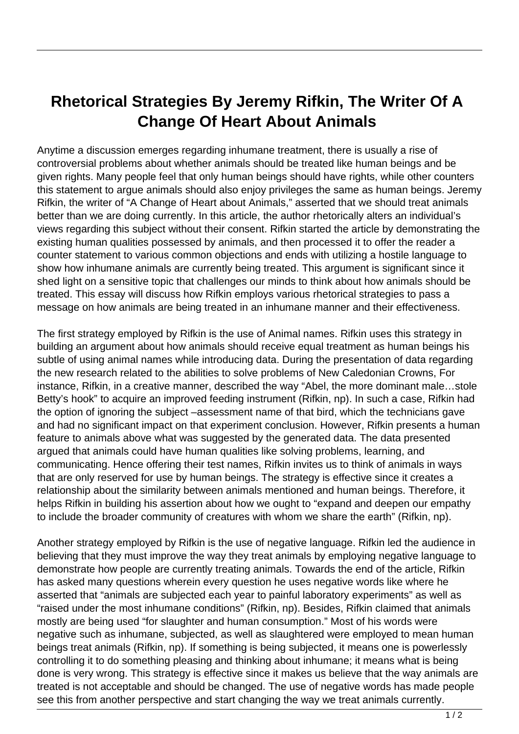# Rhetorical Strategies By Jeremy Rifkin, The Writer Of A Change Of Heart About Animals

Anytime a discussion emerges regarding inhumane treatment, there is usually a rise of controversial problems about whether animals should be treated like human beings and be given rights. Many people feel that only human beings should have rights, while other counters this statement to argue animals should also enjoy privileges the same as human beings. Jeremy Rifkin, the writer of "A Change of Heart about Animals," asserted that we should treat animals better than we are doing currently. In this article, the author rhetorically alters an individual's views regarding this subject without their consent. Rifkin started the article by demonstrating the existing human qualities possessed by animals, and then processed it to offer the reader a counter statement to various common objections and ends with utilizing a hostile language to show how inhumane animals are currently being treated. This argument is significant since it shed light on a sensitive topic that challenges our minds to think about how animals should be treated. This essay will discuss how Rifkin employs various rhetorical strategies to pass a message on how animals are being treated in an inhumane manner and their effectiveness.

The first strategy employed by Rifkin is the use of Animal names. Rifkin uses this strategy in building an argument about how animals should receive equal treatment as human beings his subtle of using animal names while introducing data. During the presentation of data regarding the new research related to the abilities to solve problems of New Caledonian Crowns, For instance, Rifkin, in a creative manner, described the way "Abel, the more dominant male…stole Betty's hook" to acquire an improved feeding instrument (Rifkin, np). In such a case, Rifkin had the option of ignoring the subject –assessment name of that bird, which the technicians gave and had no significant impact on that experiment conclusion. However, Rifkin presents a human feature to animals above what was suggested by the generated data. The data presented argued that animals could have human qualities like solving problems, learning, and communicating. Hence offering their test names, Rifkin invites us to think of animals in ways that are only reserved for use by human beings. The strategy is effective since it creates a relationship about the similarity between animals mentioned and human beings. Therefore, it helps Rifkin in building his assertion about how we ought to "expand and deepen our empathy to include the broader community of creatures with whom we share the earth" (Rifkin, np).

Another strategy employed by Rifkin is the use of negative language. Rifkin led the audience in believing that they must improve the way they treat animals by employing negative language to demonstrate how people are currently treating animals. Towards the end of the article, Rifkin has asked many questions wherein every question he uses negative words like where he asserted that "animals are subjected each year to painful laboratory experiments" as well as "raised under the most inhumane conditions" (Rifkin, np). Besides, Rifkin claimed that animals mostly are being used "for slaughter and human consumption." Most of his words were negative such as inhumane, subjected, as well as slaughtered were employed to mean human beings treat animals (Rifkin, np). If something is being subjected, it means one is powerlessly controlling it to do something pleasing and thinking about inhumane; it means what is being done is very wrong. This strategy is effective since it makes us believe that the way animals are treated is not acceptable and should be changed. The use of negative words has made people see this from another perspective and start changing the way we treat animals currently.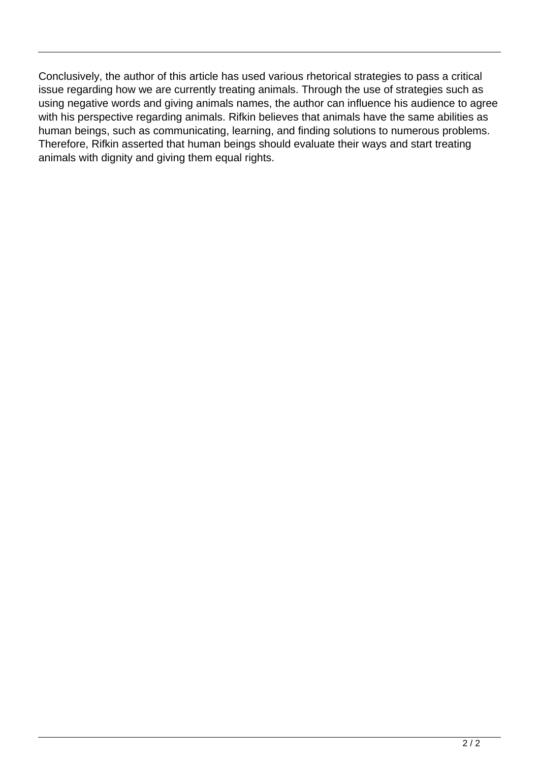Conclusively, the author of this article has used various rhetorical strategies to pass a critical issue regarding how we are currently treating animals. Through the use of strategies such as using negative words and giving animals names, the author can influence his audience to agree with his perspective regarding animals. Rifkin believes that animals have the same abilities as human beings, such as communicating, learning, and finding solutions to numerous problems. Therefore, Rifkin asserted that human beings should evaluate their ways and start treating animals with dignity and giving them equal rights.